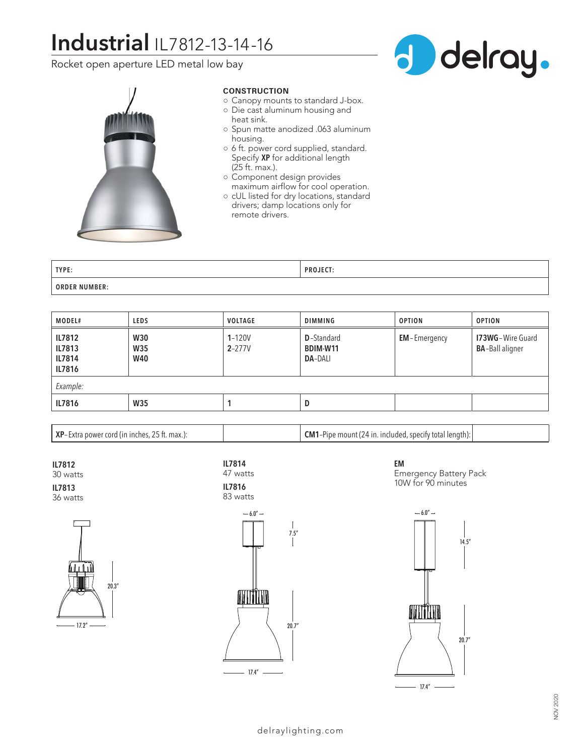# Industrial IL7812-13-14-16

Rocket open aperture LED metal low bay

delray.

### CONSTRUCTION

- Canopy mounts to standard J-box.
- Die cast aluminum housing and heat sink.
- Spun matte anodized .063 aluminum housing.
- 6 ft. power cord supplied, standard. Specify **XP** for additional length (25 ft. max.).
- Component design provides maximum airflow for cool operation.
- cUL listed for dry locations, standard drivers; damp locations only for remote drivers.

| TYPE: | PROJECT: |
|---|---|
| ORDER NUMBER: | |

| MODEL# | LEDS | VOLTAGE | DIMMING | OPTION | OPTION |
|---|---|---|---|---|---|
| **IL7812**<br>**IL7813**<br>**IL7814**<br>**IL7816** | **W30**<br>**W35**<br>**W40** | **1**-120V<br>**2**-277V | **D**-Standard<br>**BDIM-W11**<br>**DA**-DALI | **EM**-Emergency | **I73WG**-Wire Guard<br>**BA**-Ball aligner |
| *Example:* | | | | | |
| **IL7816** | **W35** | **1** | **D** | | |

| **XP**-Extra power cord (in inches, 25 ft. max.): | | **CM1**-Pipe mount (24 in. included, specify total length): | |
|---|---|---|---|

**IL7812**
30 watts

**IL7813**
36 watts

**IL7814**
47 watts

**IL7816**
83 watts

**EM**
Emergency Battery Pack
10W for 90 minutes

20.3″
17.2″

6.0″
7.5″
20.7″
17.4″

6.0″
14.5″
20.7″
17.4″

NOV 2020

delraylighting.com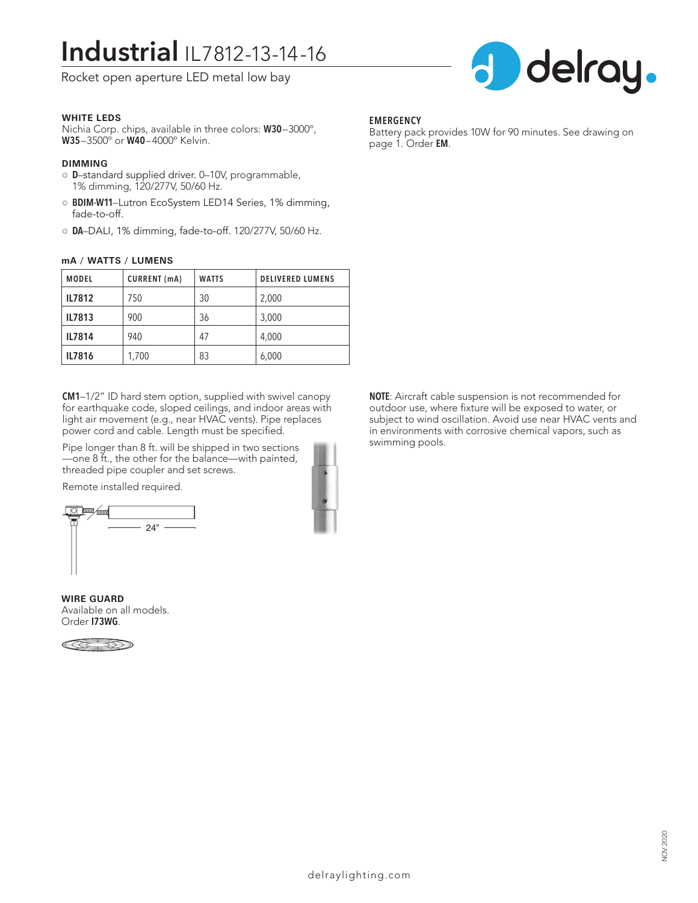# Industrial IL7812-13-14-16

Rocket open aperture LED metal low bay

**WHITE LEDS**

Nichia Corp. chips, available in three colors: **W30**–3000°, **W35**–3500° or **W40**–4000° Kelvin.

**DIMMING**

- **D**–standard supplied driver. 0–10V, programmable, 1% dimming, 120/277V, 50/60 Hz.
- **BDIM-W11**–Lutron EcoSystem LED14 Series, 1% dimming, fade-to-off.
- **DA**–DALI, 1% dimming, fade-to-off. 120/277V, 50/60 Hz.

**mA / WATTS / LUMENS**

| MODEL | CURRENT (mA) | WATTS | DELIVERED LUMENS |
|---|---|---|---|
| **IL7812** | 750 | 30 | 2,000 |
| **IL7813** | 900 | 36 | 3,000 |
| **IL7814** | 940 | 47 | 4,000 |
| **IL7816** | 1,700 | 83 | 6,000 |

**CM1**–1/2" ID hard stem option, supplied with swivel canopy for earthquake code, sloped ceilings, and indoor areas with light air movement (e.g., near HVAC vents). Pipe replaces power cord and cable. Length must be specified.

Pipe longer than 8 ft. will be shipped in two sections—one 8 ft., the other for the balance—with painted, threaded pipe coupler and set screws.

Remote installed required.

24"

**WIRE GUARD**

Available on all models. Order **I73WG**.

**EMERGENCY**

Battery pack provides 10W for 90 minutes. See drawing on page 1. Order **EM**.

**NOTE**: Aircraft cable suspension is not recommended for outdoor use, where fixture will be exposed to water, or subject to wind oscillation. Avoid use near HVAC vents and in environments with corrosive chemical vapors, such as swimming pools.

NOV 2020